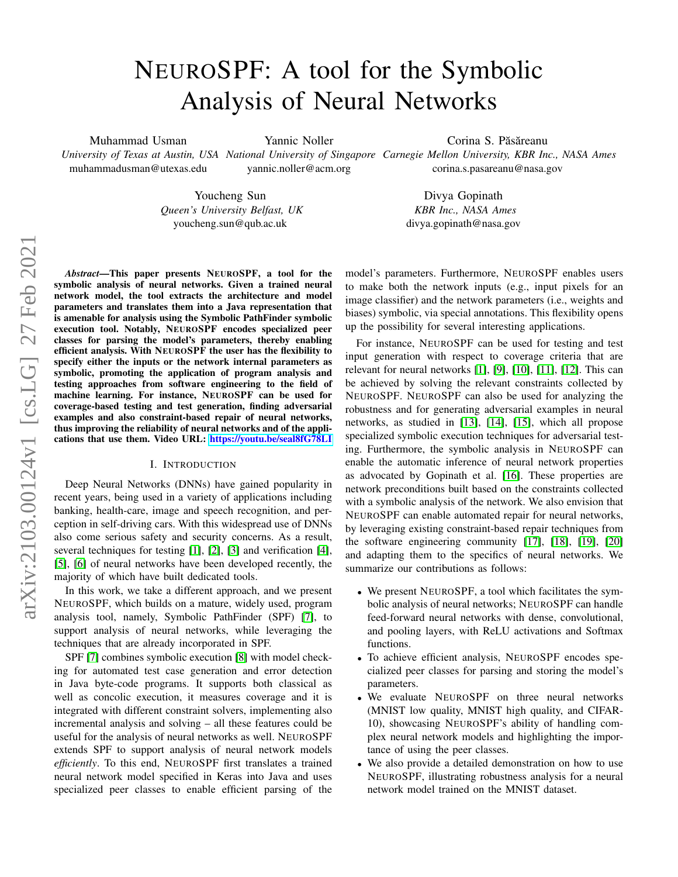# NEUROSPF: A tool for the Symbolic Analysis of Neural Networks

Muhammad Usman
*University of Texas at Austin, USA*
muhammadusman@utexas.edu

Yannic Noller
*National University of Singapore*
yannic.noller@acm.org

Corina S. Păsăreanu
*Carnegie Mellon University, KBR Inc., NASA Ames*
corina.s.pasareanu@nasa.gov

Youcheng Sun
*Queen's University Belfast, UK*
youcheng.sun@qub.ac.uk

Divya Gopinath
*KBR Inc., NASA Ames*
divya.gopinath@nasa.gov

***Abstract*—This paper presents NEUROSPF, a tool for the symbolic analysis of neural networks. Given a trained neural network model, the tool extracts the architecture and model parameters and translates them into a Java representation that is amenable for analysis using the Symbolic PathFinder symbolic execution tool. Notably, NEUROSPF encodes specialized peer classes for parsing the model's parameters, thereby enabling efficient analysis. With NEUROSPF the user has the flexibility to specify either the inputs or the network internal parameters as symbolic, promoting the application of program analysis and testing approaches from software engineering to the field of machine learning. For instance, NEUROSPF can be used for coverage-based testing and test generation, finding adversarial examples and also constraint-based repair of neural networks, thus improving the reliability of neural networks and of the applications that use them. Video URL: https://youtu.be/seal8fG78LI**

## I. Introduction

Deep Neural Networks (DNNs) have gained popularity in recent years, being used in a variety of applications including banking, health-care, image and speech recognition, and perception in self-driving cars. With this widespread use of DNNs also come serious safety and security concerns. As a result, several techniques for testing [1], [2], [3] and verification [4], [5], [6] of neural networks have been developed recently, the majority of which have built dedicated tools.

In this work, we take a different approach, and we present NEUROSPF, which builds on a mature, widely used, program analysis tool, namely, Symbolic PathFinder (SPF) [7], to support analysis of neural networks, while leveraging the techniques that are already incorporated in SPF.

SPF [7] combines symbolic execution [8] with model checking for automated test case generation and error detection in Java byte-code programs. It supports both classical as well as concolic execution, it measures coverage and it is integrated with different constraint solvers, implementing also incremental analysis and solving – all these features could be useful for the analysis of neural networks as well. NEUROSPF extends SPF to support analysis of neural network models *efficiently*. To this end, NEUROSPF first translates a trained neural network model specified in Keras into Java and uses specialized peer classes to enable efficient parsing of the model's parameters. Furthermore, NEUROSPF enables users to make both the network inputs (e.g., input pixels for an image classifier) and the network parameters (i.e., weights and biases) symbolic, via special annotations. This flexibility opens up the possibility for several interesting applications.

For instance, NEUROSPF can be used for testing and test input generation with respect to coverage criteria that are relevant for neural networks [1], [9], [10], [11], [12]. This can be achieved by solving the relevant constraints collected by NEUROSPF. NEUROSPF can also be used for analyzing the robustness and for generating adversarial examples in neural networks, as studied in [13], [14], [15], which all propose specialized symbolic execution techniques for adversarial testing. Furthermore, the symbolic analysis in NEUROSPF can enable the automatic inference of neural network properties as advocated by Gopinath et al. [16]. These properties are network preconditions built based on the constraints collected with a symbolic analysis of the network. We also envision that NEUROSPF can enable automated repair for neural networks, by leveraging existing constraint-based repair techniques from the software engineering community [17], [18], [19], [20] and adapting them to the specifics of neural networks. We summarize our contributions as follows:

- We present NEUROSPF, a tool which facilitates the symbolic analysis of neural networks; NEUROSPF can handle feed-forward neural networks with dense, convolutional, and pooling layers, with ReLU activations and Softmax functions.
- To achieve efficient analysis, NEUROSPF encodes specialized peer classes for parsing and storing the model's parameters.
- We evaluate NEUROSPF on three neural networks (MNIST low quality, MNIST high quality, and CIFAR-10), showcasing NEUROSPF's ability of handling complex neural network models and highlighting the importance of using the peer classes.
- We also provide a detailed demonstration on how to use NEUROSPF, illustrating robustness analysis for a neural network model trained on the MNIST dataset.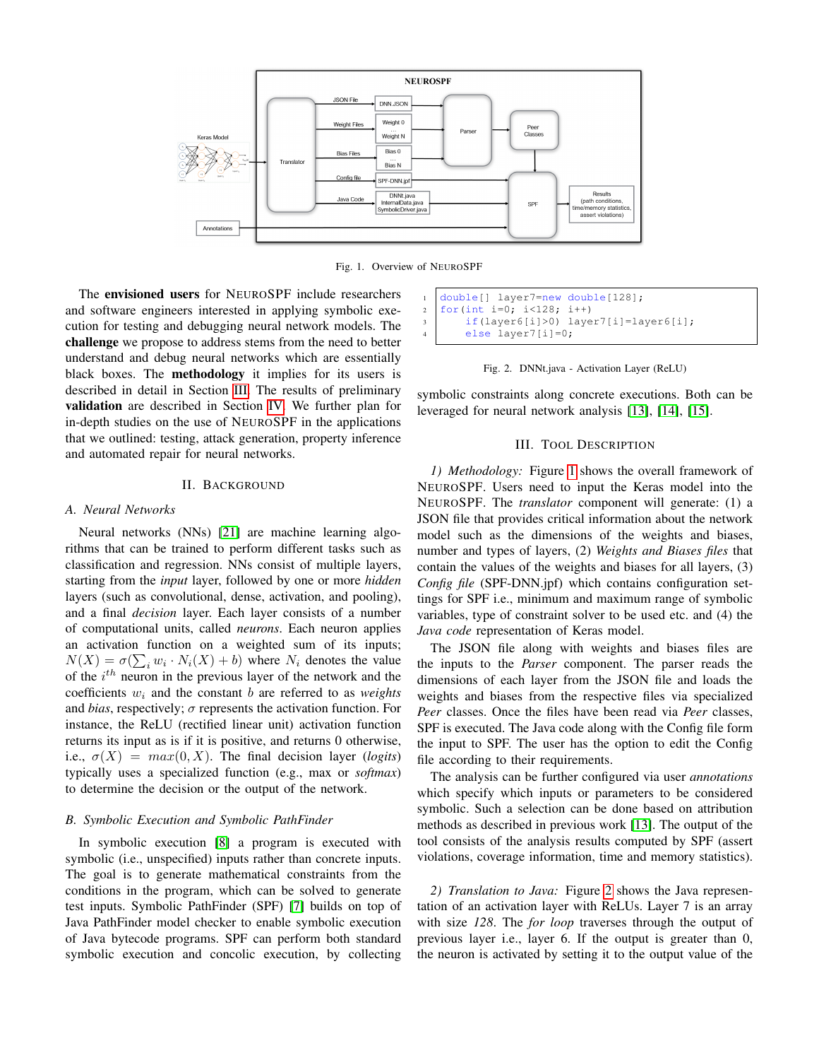Fig. 1. Overview of NEUROSPF

The **envisioned users** for NEUROSPF include researchers and software engineers interested in applying symbolic execution for testing and debugging neural network models. The **challenge** we propose to address stems from the need to better understand and debug neural networks which are essentially black boxes. The **methodology** it implies for its users is described in detail in Section III. The results of preliminary **validation** are described in Section IV. We further plan for in-depth studies on the use of NEUROSPF in the applications that we outlined: testing, attack generation, property inference and automated repair for neural networks.

## II. Background

### A. Neural Networks

Neural networks (NNs) [21] are machine learning algorithms that can be trained to perform different tasks such as classification and regression. NNs consist of multiple layers, starting from the *input* layer, followed by one or more *hidden* layers (such as convolutional, dense, activation, and pooling), and a final *decision* layer. Each layer consists of a number of computational units, called *neurons*. Each neuron applies an activation function on a weighted sum of its inputs; $N(X) = \sigma(\sum_i w_i \cdot N_i(X) + b)$ where $N_i$ denotes the value of the $i^{th}$ neuron in the previous layer of the network and the coefficients $w_i$ and the constant $b$ are referred to as *weights* and *bias*, respectively; $\sigma$ represents the activation function. For instance, the ReLU (rectified linear unit) activation function returns its input as is if it is positive, and returns 0 otherwise, i.e., $\sigma(X) = max(0, X)$. The final decision layer (*logits*) typically uses a specialized function (e.g., max or *softmax*) to determine the decision or the output of the network.

### B. Symbolic Execution and Symbolic PathFinder

In symbolic execution [8] a program is executed with symbolic (i.e., unspecified) inputs rather than concrete inputs. The goal is to generate mathematical constraints from the conditions in the program, which can be solved to generate test inputs. Symbolic PathFinder (SPF) [7] builds on top of Java PathFinder model checker to enable symbolic execution of Java bytecode programs. SPF can perform both standard symbolic execution and concolic execution, by collecting symbolic constraints along concrete executions. Both can be leveraged for neural network analysis [13], [14], [15].

```
double[] layer7=new double[128];
for(int i=0; i<128; i++)
    if(layer6[i]>0) layer7[i]=layer6[i];
    else layer7[i]=0;
```

Fig. 2. DNNt.java - Activation Layer (ReLU)

## III. Tool Description

*1) Methodology:* Figure 1 shows the overall framework of NEUROSPF. Users need to input the Keras model into the NEUROSPF. The *translator* component will generate: (1) a JSON file that provides critical information about the network model such as the dimensions of the weights and biases, number and types of layers, (2) *Weights and Biases files* that contain the values of the weights and biases for all layers, (3) *Config file* (SPF-DNN.jpf) which contains configuration settings for SPF i.e., minimum and maximum range of symbolic variables, type of constraint solver to be used etc. and (4) the *Java code* representation of Keras model.

The JSON file along with weights and biases files are the inputs to the *Parser* component. The parser reads the dimensions of each layer from the JSON file and loads the weights and biases from the respective files via specialized *Peer* classes. Once the files have been read via *Peer* classes, SPF is executed. The Java code along with the Config file form the input to SPF. The user has the option to edit the Config file according to their requirements.

The analysis can be further configured via user *annotations* which specify which inputs or parameters to be considered symbolic. Such a selection can be done based on attribution methods as described in previous work [13]. The output of the tool consists of the analysis results computed by SPF (assert violations, coverage information, time and memory statistics).

*2) Translation to Java:* Figure 2 shows the Java representation of an activation layer with ReLUs. Layer 7 is an array with size *128*. The *for loop* traverses through the output of previous layer i.e., layer 6. If the output is greater than 0, the neuron is activated by setting it to the output value of the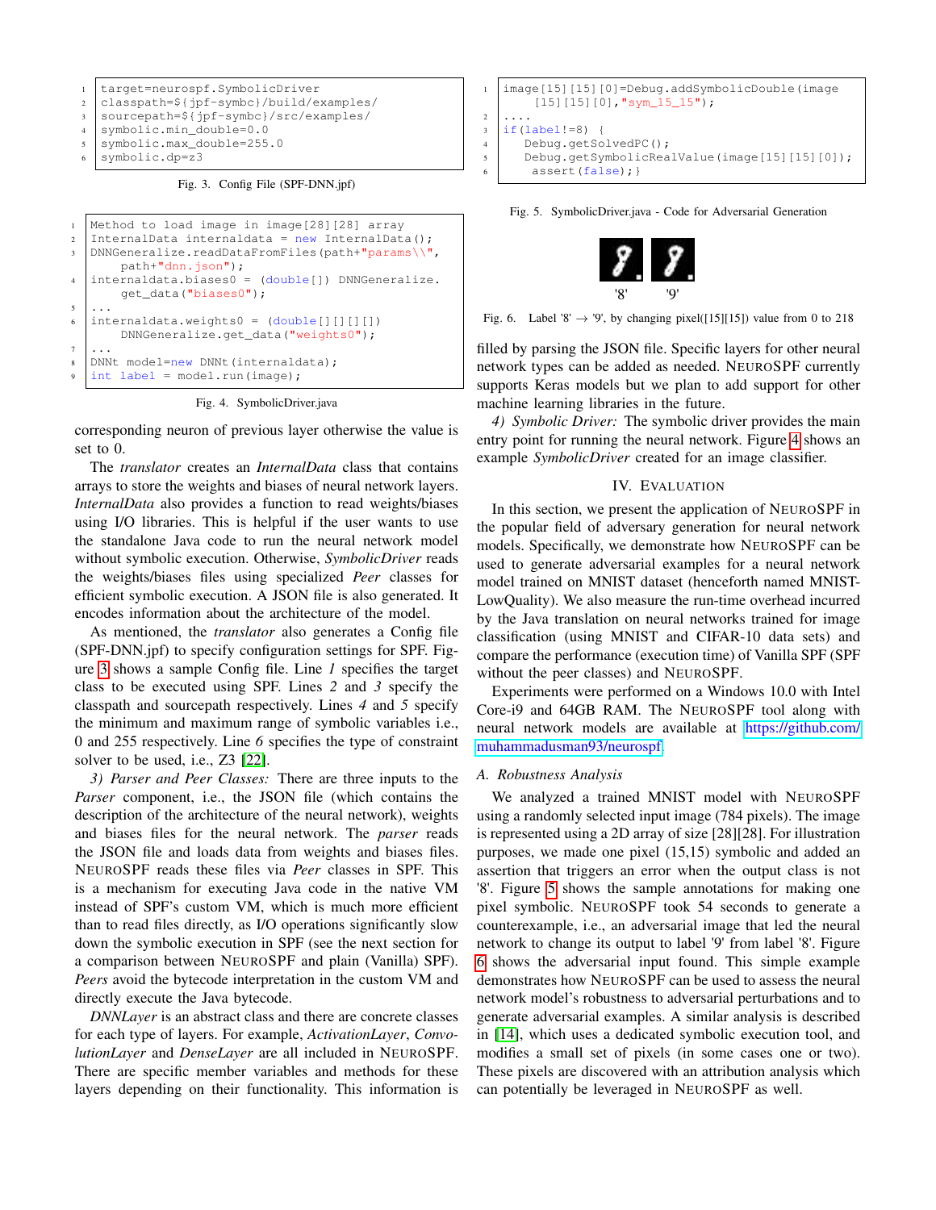```
target=neurospf.SymbolicDriver
classpath=${jpf-symbc}/build/examples/
sourcepath=${jpf-symbc}/src/examples/
symbolic.min_double=0.0
symbolic.max_double=255.0
symbolic.dp=z3
```

Fig. 3. Config File (SPF-DNN.jpf)

```
Method to load image in image[28][28] array
InternalData internaldata = new InternalData();
DNNGeneralize.readDataFromFiles(path+"params\\",
    path+"dnn.json");
internaldata.biases0 = (double[]) DNNGeneralize.
    get_data("biases0");
...
internaldata.weights0 = (double[][][][])
    DNNGeneralize.get_data("weights0");
...
DNNt model=new DNNt(internaldata);
int label = model.run(image);
```

Fig. 4. SymbolicDriver.java

corresponding neuron of previous layer otherwise the value is set to 0.

The *translator* creates an *InternalData* class that contains arrays to store the weights and biases of neural network layers. *InternalData* also provides a function to read weights/biases using I/O libraries. This is helpful if the user wants to use the standalone Java code to run the neural network model without symbolic execution. Otherwise, *SymbolicDriver* reads the weights/biases files using specialized *Peer* classes for efficient symbolic execution. A JSON file is also generated. It encodes information about the architecture of the model.

As mentioned, the *translator* also generates a Config file (SPF-DNN.jpf) to specify configuration settings for SPF. Figure 3 shows a sample Config file. Line *1* specifies the target class to be executed using SPF. Lines *2* and *3* specify the classpath and sourcepath respectively. Lines *4* and *5* specify the minimum and maximum range of symbolic variables i.e., 0 and 255 respectively. Line *6* specifies the type of constraint solver to be used, i.e., Z3 [22].

*3) Parser and Peer Classes:* There are three inputs to the *Parser* component, i.e., the JSON file (which contains the description of the architecture of the neural network), weights and biases files for the neural network. The *parser* reads the JSON file and loads data from weights and biases files. NEUROSPF reads these files via *Peer* classes in SPF. This is a mechanism for executing Java code in the native VM instead of SPF's custom VM, which is much more efficient than to read files directly, as I/O operations significantly slow down the symbolic execution in SPF (see the next section for a comparison between NEUROSPF and plain (Vanilla) SPF). *Peers* avoid the bytecode interpretation in the custom VM and directly execute the Java bytecode.

*DNNLayer* is an abstract class and there are concrete classes for each type of layers. For example, *ActivationLayer*, *ConvolutionLayer* and *DenseLayer* are all included in NEUROSPF. There are specific member variables and methods for these layers depending on their functionality. This information is

```
image[15][15][0]=Debug.addSymbolicDouble(image
    [15][15][0],"sym_15_15");
....
if(label!=8) {
   Debug.getSolvedPC();
   Debug.getSymbolicRealValue(image[15][15][0]);
    assert(false);}
```

Fig. 5. SymbolicDriver.java - Code for Adversarial Generation

'8' '9'

Fig. 6. Label '8' → '9', by changing pixel([15][15]) value from 0 to 218

filled by parsing the JSON file. Specific layers for other neural network types can be added as needed. NEUROSPF currently supports Keras models but we plan to add support for other machine learning libraries in the future.

*4) Symbolic Driver:* The symbolic driver provides the main entry point for running the neural network. Figure 4 shows an example *SymbolicDriver* created for an image classifier.

## IV. EVALUATION

In this section, we present the application of NEUROSPF in the popular field of adversary generation for neural network models. Specifically, we demonstrate how NEUROSPF can be used to generate adversarial examples for a neural network model trained on MNIST dataset (henceforth named MNIST-LowQuality). We also measure the run-time overhead incurred by the Java translation on neural networks trained for image classification (using MNIST and CIFAR-10 data sets) and compare the performance (execution time) of Vanilla SPF (SPF without the peer classes) and NEUROSPF.

Experiments were performed on a Windows 10.0 with Intel Core-i9 and 64GB RAM. The NEUROSPF tool along with neural network models are available at https://github.com/muhammadusman93/neurospf.

### A. Robustness Analysis

We analyzed a trained MNIST model with NEUROSPF using a randomly selected input image (784 pixels). The image is represented using a 2D array of size [28][28]. For illustration purposes, we made one pixel (15,15) symbolic and added an assertion that triggers an error when the output class is not '8'. Figure 5 shows the sample annotations for making one pixel symbolic. NEUROSPF took 54 seconds to generate a counterexample, i.e., an adversarial image that led the neural network to change its output to label '9' from label '8'. Figure 6 shows the adversarial input found. This simple example demonstrates how NEUROSPF can be used to assess the neural network model's robustness to adversarial perturbations and to generate adversarial examples. A similar analysis is described in [14], which uses a dedicated symbolic execution tool, and modifies a small set of pixels (in some cases one or two). These pixels are discovered with an attribution analysis which can potentially be leveraged in NEUROSPF as well.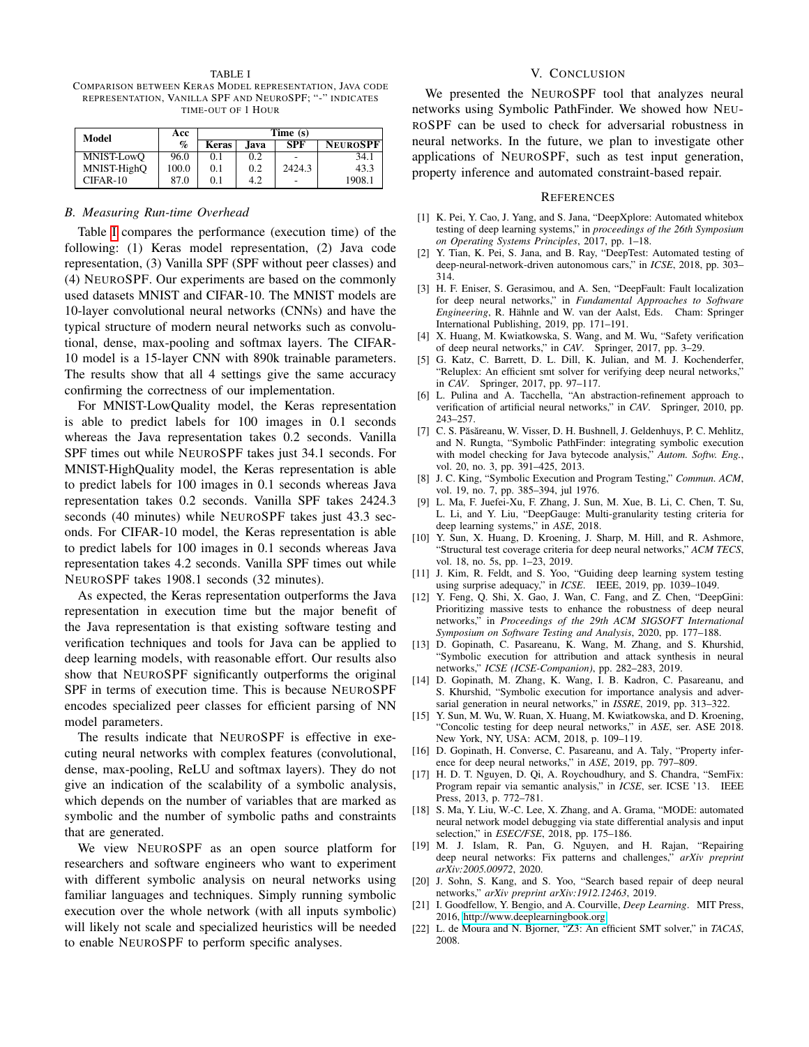TABLE I

COMPARISON BETWEEN KERAS MODEL REPRESENTATION, JAVA CODE REPRESENTATION, VANILLA SPF AND NEUROSPF; "-" INDICATES TIME-OUT OF 1 HOUR

| Model | Acc | Time (s) | | | |
|---|---|---|---|---|---|
| | % | Keras | Java | SPF | NEUROSPF |
| MNIST-LowQ | 96.0 | 0.1 | 0.2 | - | 34.1 |
| MNIST-HighQ | 100.0 | 0.1 | 0.2 | 2424.3 | 43.3 |
| CIFAR-10 | 87.0 | 0.1 | 4.2 | - | 1908.1 |

### B. Measuring Run-time Overhead

Table I compares the performance (execution time) of the following: (1) Keras model representation, (2) Java code representation, (3) Vanilla SPF (SPF without peer classes) and (4) NEUROSPF. Our experiments are based on the commonly used datasets MNIST and CIFAR-10. The MNIST models are 10-layer convolutional neural networks (CNNs) and have the typical structure of modern neural networks such as convolutional, dense, max-pooling and softmax layers. The CIFAR-10 model is a 15-layer CNN with 890k trainable parameters. The results show that all 4 settings give the same accuracy confirming the correctness of our implementation.

For MNIST-LowQuality model, the Keras representation is able to predict labels for 100 images in 0.1 seconds whereas the Java representation takes 0.2 seconds. Vanilla SPF times out while NEUROSPF takes just 34.1 seconds. For MNIST-HighQuality model, the Keras representation is able to predict labels for 100 images in 0.1 seconds whereas Java representation takes 0.2 seconds. Vanilla SPF takes 2424.3 seconds (40 minutes) while NEUROSPF takes just 43.3 seconds. For CIFAR-10 model, the Keras representation is able to predict labels for 100 images in 0.1 seconds whereas Java representation takes 4.2 seconds. Vanilla SPF times out while NEUROSPF takes 1908.1 seconds (32 minutes).

As expected, the Keras representation outperforms the Java representation in execution time but the major benefit of the Java representation is that existing software testing and verification techniques and tools for Java can be applied to deep learning models, with reasonable effort. Our results also show that NEUROSPF significantly outperforms the original SPF in terms of execution time. This is because NEUROSPF encodes specialized peer classes for efficient parsing of NN model parameters.

The results indicate that NEUROSPF is effective in executing neural networks with complex features (convolutional, dense, max-pooling, ReLU and softmax layers). They do not give an indication of the scalability of a symbolic analysis, which depends on the number of variables that are marked as symbolic and the number of symbolic paths and constraints that are generated.

We view NEUROSPF as an open source platform for researchers and software engineers who want to experiment with different symbolic analysis on neural networks using familiar languages and techniques. Simply running symbolic execution over the whole network (with all inputs symbolic) will likely not scale and specialized heuristics will be needed to enable NEUROSPF to perform specific analyses.

## V. CONCLUSION

We presented the NEUROSPF tool that analyzes neural networks using Symbolic PathFinder. We showed how NEUROSPF can be used to check for adversarial robustness in neural networks. In the future, we plan to investigate other applications of NEUROSPF, such as test input generation, property inference and automated constraint-based repair.

## REFERENCES

[1] K. Pei, Y. Cao, J. Yang, and S. Jana, "DeepXplore: Automated whitebox testing of deep learning systems," in *proceedings of the 26th Symposium on Operating Systems Principles*, 2017, pp. 1–18.

[2] Y. Tian, K. Pei, S. Jana, and B. Ray, "DeepTest: Automated testing of deep-neural-network-driven autonomous cars," in *ICSE*, 2018, pp. 303–314.

[3] H. F. Eniser, S. Gerasimou, and A. Sen, "DeepFault: Fault localization for deep neural networks," in *Fundamental Approaches to Software Engineering*, R. Hähnle and W. van der Aalst, Eds. Cham: Springer International Publishing, 2019, pp. 171–191.

[4] X. Huang, M. Kwiatkowska, S. Wang, and M. Wu, "Safety verification of deep neural networks," in *CAV*. Springer, 2017, pp. 3–29.

[5] G. Katz, C. Barrett, D. L. Dill, K. Julian, and M. J. Kochenderfer, "Reluplex: An efficient smt solver for verifying deep neural networks," in *CAV*. Springer, 2017, pp. 97–117.

[6] L. Pulina and A. Tacchella, "An abstraction-refinement approach to verification of artificial neural networks," in *CAV*. Springer, 2010, pp. 243–257.

[7] C. S. Păsăreanu, W. Visser, D. H. Bushnell, J. Geldenhuys, P. C. Mehlitz, and N. Rungta, "Symbolic PathFinder: integrating symbolic execution with model checking for Java bytecode analysis," *Autom. Softw. Eng.*, vol. 20, no. 3, pp. 391–425, 2013.

[8] J. C. King, "Symbolic Execution and Program Testing," *Commun. ACM*, vol. 19, no. 7, pp. 385–394, jul 1976.

[9] L. Ma, F. Juefei-Xu, F. Zhang, J. Sun, M. Xue, B. Li, C. Chen, T. Su, L. Li, and Y. Liu, "DeepGauge: Multi-granularity testing criteria for deep learning systems," in *ASE*, 2018.

[10] Y. Sun, X. Huang, D. Kroening, J. Sharp, M. Hill, and R. Ashmore, "Structural test coverage criteria for deep neural networks," *ACM TECS*, vol. 18, no. 5s, pp. 1–23, 2019.

[11] J. Kim, R. Feldt, and S. Yoo, "Guiding deep learning system testing using surprise adequacy," in *ICSE*. IEEE, 2019, pp. 1039–1049.

[12] Y. Feng, Q. Shi, X. Gao, J. Wan, C. Fang, and Z. Chen, "DeepGini: Prioritizing massive tests to enhance the robustness of deep neural networks," in *Proceedings of the 29th ACM SIGSOFT International Symposium on Software Testing and Analysis*, 2020, pp. 177–188.

[13] D. Gopinath, C. Pasareanu, K. Wang, M. Zhang, and S. Khurshid, "Symbolic execution for attribution and attack synthesis in neural networks," *ICSE (ICSE-Companion)*, pp. 282–283, 2019.

[14] D. Gopinath, M. Zhang, K. Wang, I. B. Kadron, C. Pasareanu, and S. Khurshid, "Symbolic execution for importance analysis and adversarial generation in neural networks," in *ISSRE*, 2019, pp. 313–322.

[15] Y. Sun, M. Wu, W. Ruan, X. Huang, M. Kwiatkowska, and D. Kroening, "Concolic testing for deep neural networks," in *ASE*, ser. ASE 2018. New York, NY, USA: ACM, 2018, p. 109–119.

[16] D. Gopinath, H. Converse, C. Pasareanu, and A. Taly, "Property inference for deep neural networks," in *ASE*, 2019, pp. 797–809.

[17] H. D. T. Nguyen, D. Qi, A. Roychoudhury, and S. Chandra, "SemFix: Program repair via semantic analysis," in *ICSE*, ser. ICSE '13. IEEE Press, 2013, p. 772–781.

[18] S. Ma, Y. Liu, W.-C. Lee, X. Zhang, and A. Grama, "MODE: automated neural network model debugging via state differential analysis and input selection," in *ESEC/FSE*, 2018, pp. 175–186.

[19] M. J. Islam, R. Pan, G. Nguyen, and H. Rajan, "Repairing deep neural networks: Fix patterns and challenges," *arXiv preprint arXiv:2005.00972*, 2020.

[20] J. Sohn, S. Kang, and S. Yoo, "Search based repair of deep neural networks," *arXiv preprint arXiv:1912.12463*, 2019.

[21] I. Goodfellow, Y. Bengio, and A. Courville, *Deep Learning*. MIT Press, 2016, http://www.deeplearningbook.org.

[22] L. de Moura and N. Bjorner, "Z3: An efficient SMT solver," in *TACAS*, 2008.